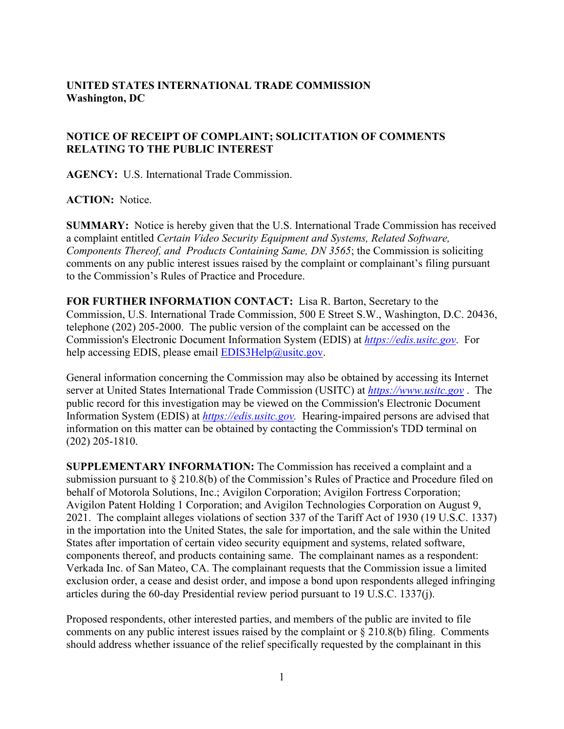**UNITED STATES INTERNATIONAL TRADE COMMISSION**
**Washington, DC**

**NOTICE OF RECEIPT OF COMPLAINT; SOLICITATION OF COMMENTS RELATING TO THE PUBLIC INTEREST**

**AGENCY:** U.S. International Trade Commission.

**ACTION:** Notice.

**SUMMARY:** Notice is hereby given that the U.S. International Trade Commission has received a complaint entitled *Certain Video Security Equipment and Systems, Related Software, Components Thereof, and Products Containing Same, DN 3565*; the Commission is soliciting comments on any public interest issues raised by the complaint or complainant's filing pursuant to the Commission's Rules of Practice and Procedure.

**FOR FURTHER INFORMATION CONTACT:** Lisa R. Barton, Secretary to the Commission, U.S. International Trade Commission, 500 E Street S.W., Washington, D.C. 20436, telephone (202) 205-2000. The public version of the complaint can be accessed on the Commission's Electronic Document Information System (EDIS) at *https://edis.usitc.gov*. For help accessing EDIS, please email EDIS3Help@usitc.gov.

General information concerning the Commission may also be obtained by accessing its Internet server at United States International Trade Commission (USITC) at *https://www.usitc.gov* . The public record for this investigation may be viewed on the Commission's Electronic Document Information System (EDIS) at *https://edis.usitc.gov.* Hearing-impaired persons are advised that information on this matter can be obtained by contacting the Commission's TDD terminal on (202) 205-1810.

**SUPPLEMENTARY INFORMATION:** The Commission has received a complaint and a submission pursuant to § 210.8(b) of the Commission's Rules of Practice and Procedure filed on behalf of Motorola Solutions, Inc.; Avigilon Corporation; Avigilon Fortress Corporation; Avigilon Patent Holding 1 Corporation; and Avigilon Technologies Corporation on August 9, 2021. The complaint alleges violations of section 337 of the Tariff Act of 1930 (19 U.S.C. 1337) in the importation into the United States, the sale for importation, and the sale within the United States after importation of certain video security equipment and systems, related software, components thereof, and products containing same. The complainant names as a respondent: Verkada Inc. of San Mateo, CA. The complainant requests that the Commission issue a limited exclusion order, a cease and desist order, and impose a bond upon respondents alleged infringing articles during the 60-day Presidential review period pursuant to 19 U.S.C. 1337(j).

Proposed respondents, other interested parties, and members of the public are invited to file comments on any public interest issues raised by the complaint or § 210.8(b) filing. Comments should address whether issuance of the relief specifically requested by the complainant in this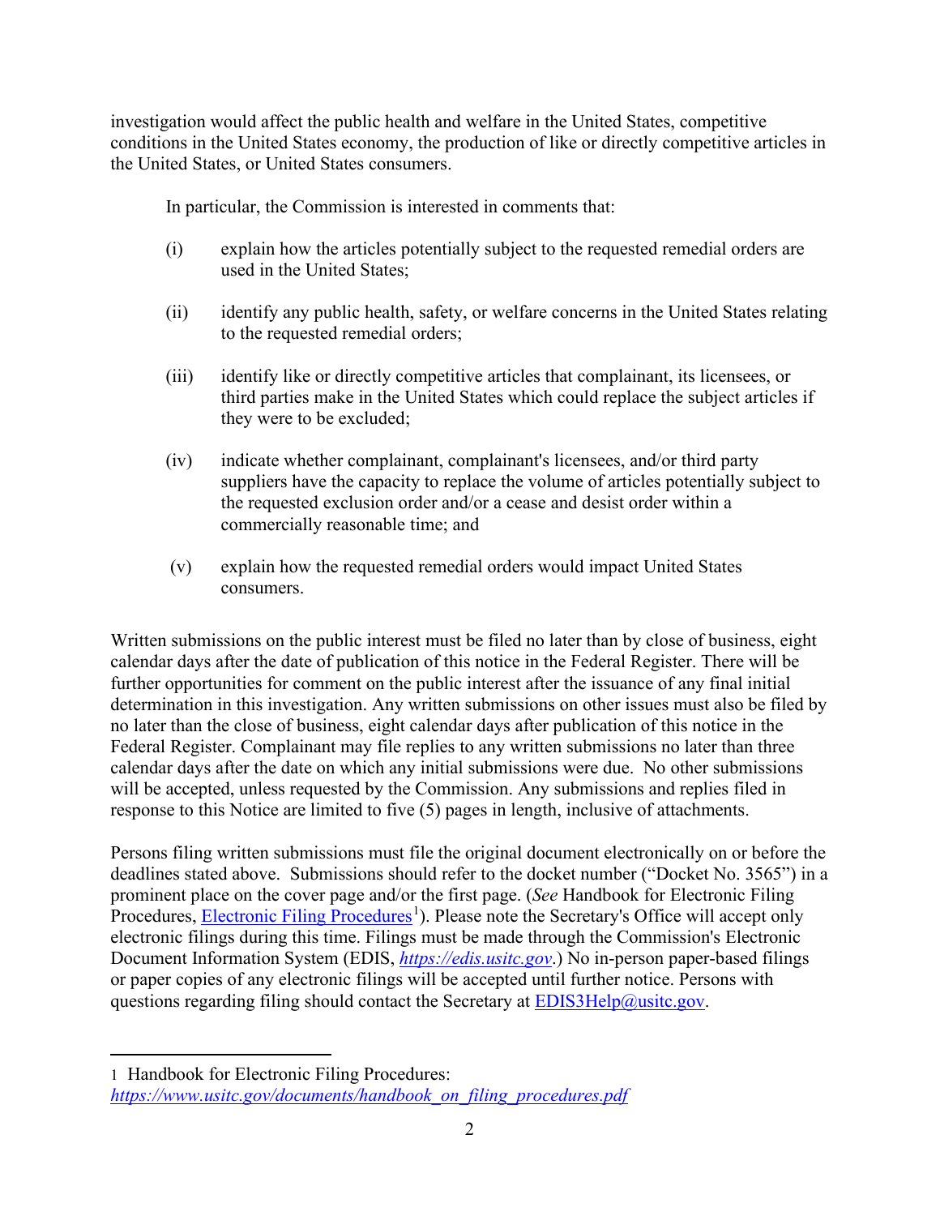investigation would affect the public health and welfare in the United States, competitive conditions in the United States economy, the production of like or directly competitive articles in the United States, or United States consumers.

In particular, the Commission is interested in comments that:

(i) explain how the articles potentially subject to the requested remedial orders are used in the United States;

(ii) identify any public health, safety, or welfare concerns in the United States relating to the requested remedial orders;

(iii) identify like or directly competitive articles that complainant, its licensees, or third parties make in the United States which could replace the subject articles if they were to be excluded;

(iv) indicate whether complainant, complainant's licensees, and/or third party suppliers have the capacity to replace the volume of articles potentially subject to the requested exclusion order and/or a cease and desist order within a commercially reasonable time; and

(v) explain how the requested remedial orders would impact United States consumers.

Written submissions on the public interest must be filed no later than by close of business, eight calendar days after the date of publication of this notice in the Federal Register. There will be further opportunities for comment on the public interest after the issuance of any final initial determination in this investigation. Any written submissions on other issues must also be filed by no later than the close of business, eight calendar days after publication of this notice in the Federal Register. Complainant may file replies to any written submissions no later than three calendar days after the date on which any initial submissions were due. No other submissions will be accepted, unless requested by the Commission. Any submissions and replies filed in response to this Notice are limited to five (5) pages in length, inclusive of attachments.

Persons filing written submissions must file the original document electronically on or before the deadlines stated above. Submissions should refer to the docket number ("Docket No. 3565") in a prominent place on the cover page and/or the first page. (*See* Handbook for Electronic Filing Procedures, Electronic Filing Procedures[1]). Please note the Secretary's Office will accept only electronic filings during this time. Filings must be made through the Commission's Electronic Document Information System (EDIS, *https://edis.usitc.gov*.) No in-person paper-based filings or paper copies of any electronic filings will be accepted until further notice. Persons with questions regarding filing should contact the Secretary at EDIS3Help@usitc.gov.

---

1 Handbook for Electronic Filing Procedures: *https://www.usitc.gov/documents/handbook_on_filing_procedures.pdf*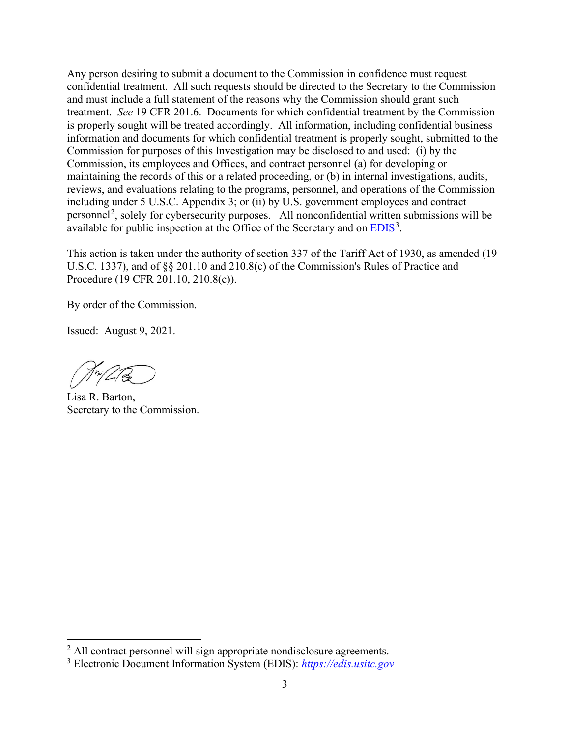Any person desiring to submit a document to the Commission in confidence must request confidential treatment. All such requests should be directed to the Secretary to the Commission and must include a full statement of the reasons why the Commission should grant such treatment. *See* 19 CFR 201.6. Documents for which confidential treatment by the Commission is properly sought will be treated accordingly. All information, including confidential business information and documents for which confidential treatment is properly sought, submitted to the Commission for purposes of this Investigation may be disclosed to and used: (i) by the Commission, its employees and Offices, and contract personnel (a) for developing or maintaining the records of this or a related proceeding, or (b) in internal investigations, audits, reviews, and evaluations relating to the programs, personnel, and operations of the Commission including under 5 U.S.C. Appendix 3; or (ii) by U.S. government employees and contract personnel[2], solely for cybersecurity purposes. All nonconfidential written submissions will be available for public inspection at the Office of the Secretary and on EDIS[3].

This action is taken under the authority of section 337 of the Tariff Act of 1930, as amended (19 U.S.C. 1337), and of §§ 201.10 and 210.8(c) of the Commission's Rules of Practice and Procedure (19 CFR 201.10, 210.8(c)).

By order of the Commission.

Issued: August 9, 2021.

Lisa R. Barton,
Secretary to the Commission.

---

[2] All contract personnel will sign appropriate nondisclosure agreements.

[3] Electronic Document Information System (EDIS): *https://edis.usitc.gov*